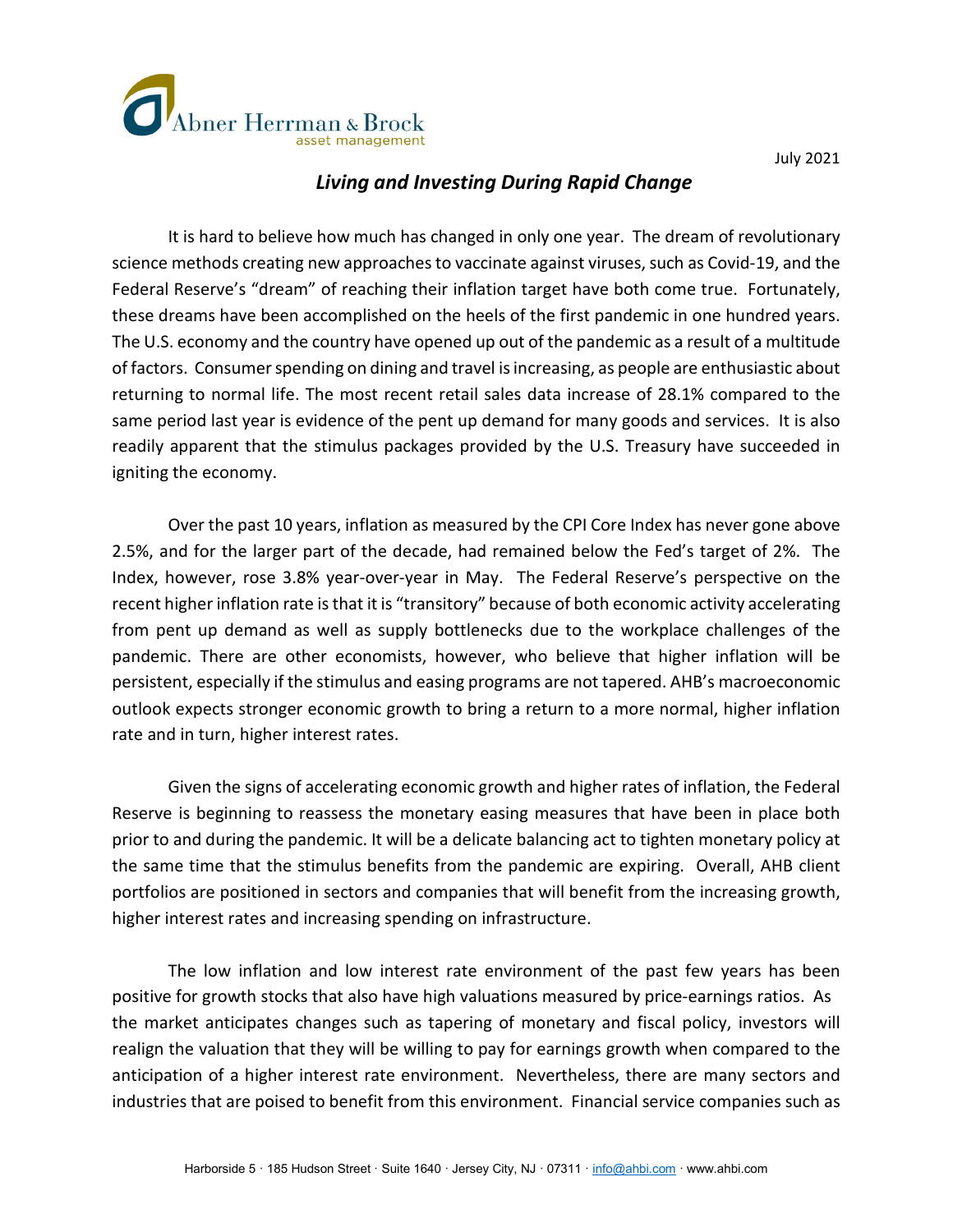Abner Herrman & Brock
asset management

July 2021

## *Living and Investing During Rapid Change*

It is hard to believe how much has changed in only one year. The dream of revolutionary science methods creating new approaches to vaccinate against viruses, such as Covid-19, and the Federal Reserve's "dream" of reaching their inflation target have both come true. Fortunately, these dreams have been accomplished on the heels of the first pandemic in one hundred years. The U.S. economy and the country have opened up out of the pandemic as a result of a multitude of factors. Consumer spending on dining and travel is increasing, as people are enthusiastic about returning to normal life. The most recent retail sales data increase of 28.1% compared to the same period last year is evidence of the pent up demand for many goods and services. It is also readily apparent that the stimulus packages provided by the U.S. Treasury have succeeded in igniting the economy.

Over the past 10 years, inflation as measured by the CPI Core Index has never gone above 2.5%, and for the larger part of the decade, had remained below the Fed's target of 2%. The Index, however, rose 3.8% year-over-year in May. The Federal Reserve's perspective on the recent higher inflation rate is that it is "transitory" because of both economic activity accelerating from pent up demand as well as supply bottlenecks due to the workplace challenges of the pandemic. There are other economists, however, who believe that higher inflation will be persistent, especially if the stimulus and easing programs are not tapered. AHB's macroeconomic outlook expects stronger economic growth to bring a return to a more normal, higher inflation rate and in turn, higher interest rates.

Given the signs of accelerating economic growth and higher rates of inflation, the Federal Reserve is beginning to reassess the monetary easing measures that have been in place both prior to and during the pandemic. It will be a delicate balancing act to tighten monetary policy at the same time that the stimulus benefits from the pandemic are expiring. Overall, AHB client portfolios are positioned in sectors and companies that will benefit from the increasing growth, higher interest rates and increasing spending on infrastructure.

The low inflation and low interest rate environment of the past few years has been positive for growth stocks that also have high valuations measured by price-earnings ratios. As the market anticipates changes such as tapering of monetary and fiscal policy, investors will realign the valuation that they will be willing to pay for earnings growth when compared to the anticipation of a higher interest rate environment. Nevertheless, there are many sectors and industries that are poised to benefit from this environment. Financial service companies such as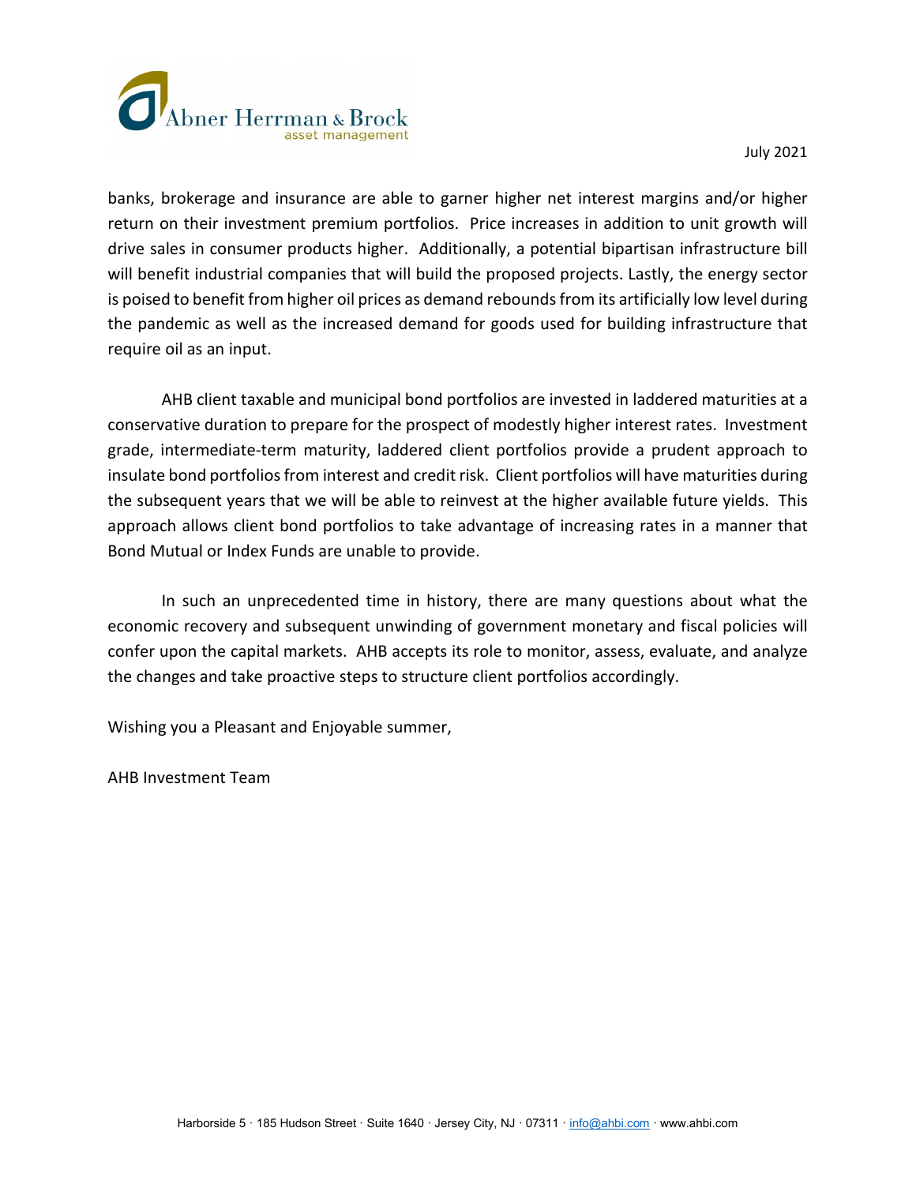July 2021

banks, brokerage and insurance are able to garner higher net interest margins and/or higher return on their investment premium portfolios. Price increases in addition to unit growth will drive sales in consumer products higher. Additionally, a potential bipartisan infrastructure bill will benefit industrial companies that will build the proposed projects. Lastly, the energy sector is poised to benefit from higher oil prices as demand rebounds from its artificially low level during the pandemic as well as the increased demand for goods used for building infrastructure that require oil as an input.

AHB client taxable and municipal bond portfolios are invested in laddered maturities at a conservative duration to prepare for the prospect of modestly higher interest rates. Investment grade, intermediate-term maturity, laddered client portfolios provide a prudent approach to insulate bond portfolios from interest and credit risk. Client portfolios will have maturities during the subsequent years that we will be able to reinvest at the higher available future yields. This approach allows client bond portfolios to take advantage of increasing rates in a manner that Bond Mutual or Index Funds are unable to provide.

In such an unprecedented time in history, there are many questions about what the economic recovery and subsequent unwinding of government monetary and fiscal policies will confer upon the capital markets. AHB accepts its role to monitor, assess, evaluate, and analyze the changes and take proactive steps to structure client portfolios accordingly.

Wishing you a Pleasant and Enjoyable summer,

AHB Investment Team